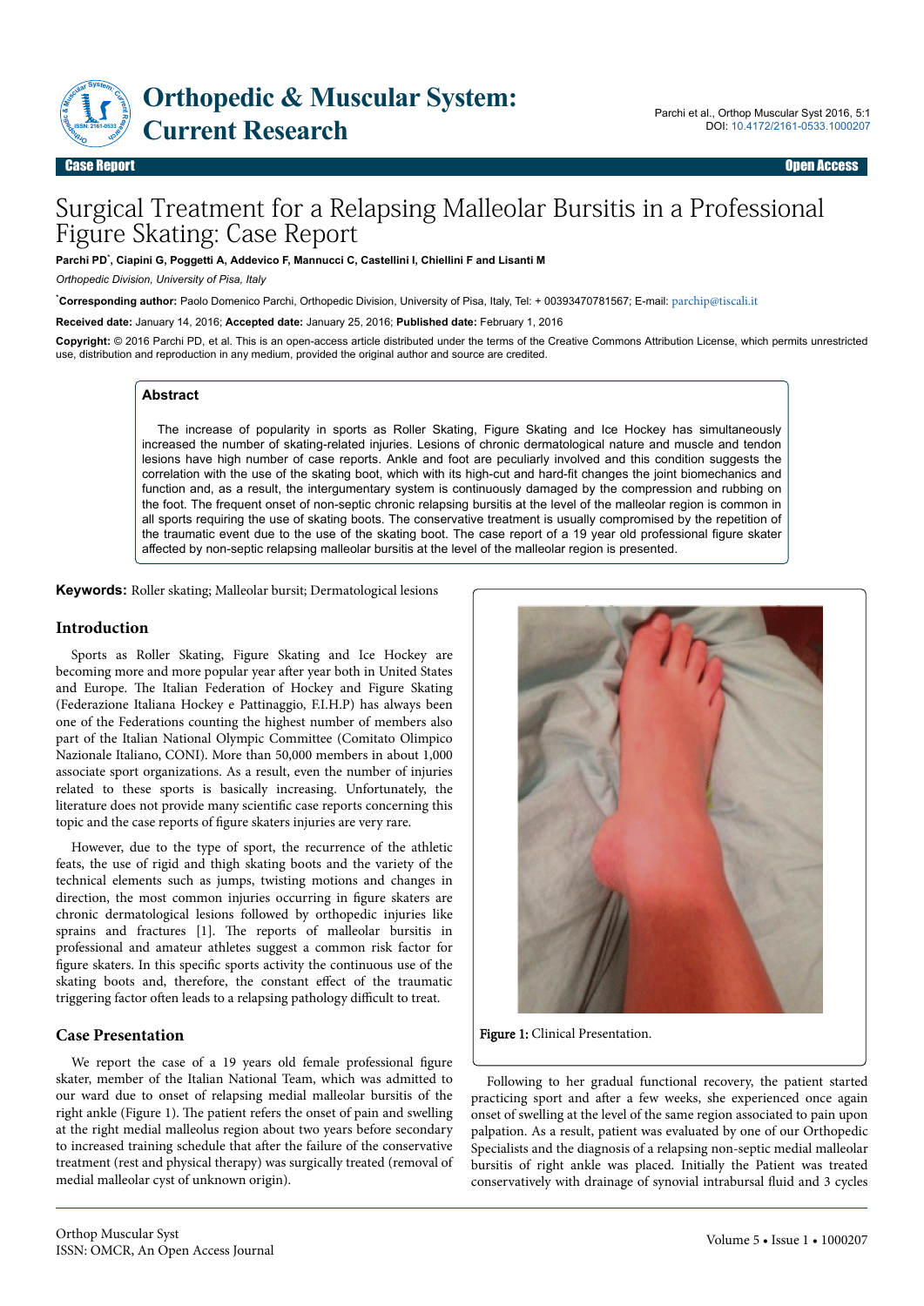# Surgical Treatment for a Relapsing Malleolar Bursitis in a Professional Figure Skating: Case Report

**Parchi PD*, Ciapini G, Poggetti A, Addevico F, Mannucci C, Castellini I, Chiellini F and Lisanti M**

*Orthopedic Division, University of Pisa, Italy*

***Corresponding author:** Paolo Domenico Parchi, Orthopedic Division, University of Pisa, Italy, Tel: + 00393470781567; E-mail: parchip@tiscali.it

**Received date:** January 14, 2016; **Accepted date:** January 25, 2016; **Published date:** February 1, 2016

**Copyright:** © 2016 Parchi PD, et al. This is an open-access article distributed under the terms of the Creative Commons Attribution License, which permits unrestricted use, distribution and reproduction in any medium, provided the original author and source are credited.

## Abstract

The increase of popularity in sports as Roller Skating, Figure Skating and Ice Hockey has simultaneously increased the number of skating-related injuries. Lesions of chronic dermatological nature and muscle and tendon lesions have high number of case reports. Ankle and foot are peculiarly involved and this condition suggests the correlation with the use of the skating boot, which with its high-cut and hard-fit changes the joint biomechanics and function and, as a result, the intergumentary system is continuously damaged by the compression and rubbing on the foot. The frequent onset of non-septic chronic relapsing bursitis at the level of the malleolar region is common in all sports requiring the use of skating boots. The conservative treatment is usually compromised by the repetition of the traumatic event due to the use of the skating boot. The case report of a 19 year old professional figure skater affected by non-septic relapsing malleolar bursitis at the level of the malleolar region is presented.

**Keywords:** Roller skating; Malleolar bursit; Dermatological lesions

## Introduction

Sports as Roller Skating, Figure Skating and Ice Hockey are becoming more and more popular year after year both in United States and Europe. The Italian Federation of Hockey and Figure Skating (Federazione Italiana Hockey e Pattinaggio, F.I.H.P) has always been one of the Federations counting the highest number of members also part of the Italian National Olympic Committee (Comitato Olimpico Nazionale Italiano, CONI). More than 50,000 members in about 1,000 associate sport organizations. As a result, even the number of injuries related to these sports is basically increasing. Unfortunately, the literature does not provide many scientific case reports concerning this topic and the case reports of figure skaters injuries are very rare.

However, due to the type of sport, the recurrence of the athletic feats, the use of rigid and thigh skating boots and the variety of the technical elements such as jumps, twisting motions and changes in direction, the most common injuries occurring in figure skaters are chronic dermatological lesions followed by orthopedic injuries like sprains and fractures [1]. The reports of malleolar bursitis in professional and amateur athletes suggest a common risk factor for figure skaters. In this specific sports activity the continuous use of the skating boots and, therefore, the constant effect of the traumatic triggering factor often leads to a relapsing pathology difficult to treat.

## Case Presentation

We report the case of a 19 years old female professional figure skater, member of the Italian National Team, which was admitted to our ward due to onset of relapsing medial malleolar bursitis of the right ankle (Figure 1). The patient refers the onset of pain and swelling at the right medial malleolus region about two years before secondary to increased training schedule that after the failure of the conservative treatment (rest and physical therapy) was surgically treated (removal of medial malleolar cyst of unknown origin).

Figure 1: Clinical Presentation.

Following to her gradual functional recovery, the patient started practicing sport and after a few weeks, she experienced once again onset of swelling at the level of the same region associated to pain upon palpation. As a result, patient was evaluated by one of our Orthopedic Specialists and the diagnosis of a relapsing non-septic medial malleolar bursitis of right ankle was placed. Initially the Patient was treated conservatively with drainage of synovial intrabursal fluid and 3 cycles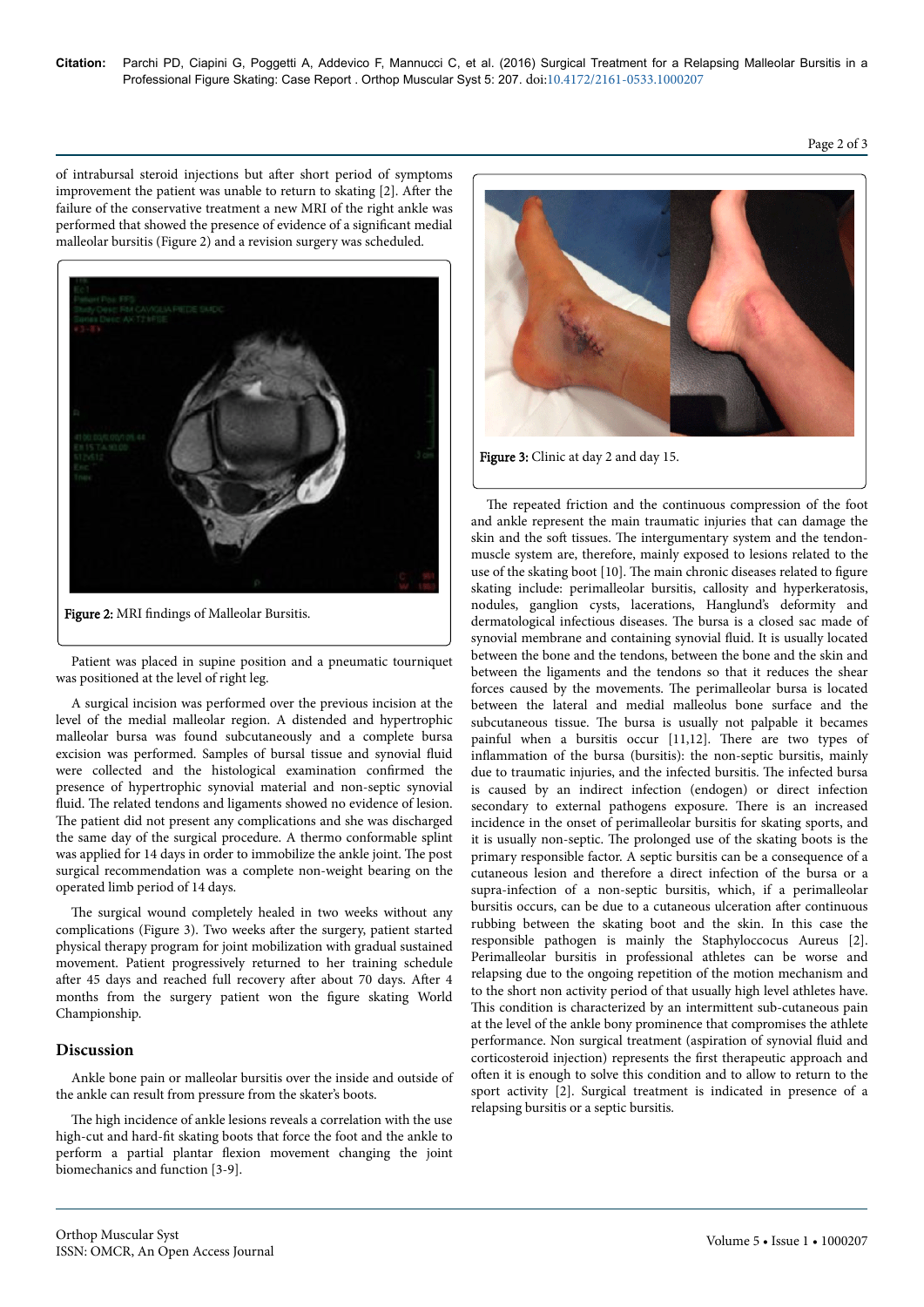of intrabursal steroid injections but after short period of symptoms improvement the patient was unable to return to skating [2]. After the failure of the conservative treatment a new MRI of the right ankle was performed that showed the presence of evidence of a significant medial malleolar bursitis (Figure 2) and a revision surgery was scheduled.

**Figure 2:** MRI findings of Malleolar Bursitis.

Patient was placed in supine position and a pneumatic tourniquet was positioned at the level of right leg.

A surgical incision was performed over the previous incision at the level of the medial malleolar region. A distended and hypertrophic malleolar bursa was found subcutaneously and a complete bursa excision was performed. Samples of bursal tissue and synovial fluid were collected and the histological examination confirmed the presence of hypertrophic synovial material and non-septic synovial fluid. The related tendons and ligaments showed no evidence of lesion. The patient did not present any complications and she was discharged the same day of the surgical procedure. A thermo conformable splint was applied for 14 days in order to immobilize the ankle joint. The post surgical recommendation was a complete non-weight bearing on the operated limb period of 14 days.

The surgical wound completely healed in two weeks without any complications (Figure 3). Two weeks after the surgery, patient started physical therapy program for joint mobilization with gradual sustained movement. Patient progressively returned to her training schedule after 45 days and reached full recovery after about 70 days. After 4 months from the surgery patient won the figure skating World Championship.

## Discussion

Ankle bone pain or malleolar bursitis over the inside and outside of the ankle can result from pressure from the skater's boots.

The high incidence of ankle lesions reveals a correlation with the use high-cut and hard-fit skating boots that force the foot and the ankle to perform a partial plantar flexion movement changing the joint biomechanics and function [3-9].

**Figure 3:** Clinic at day 2 and day 15.

The repeated friction and the continuous compression of the foot and ankle represent the main traumatic injuries that can damage the skin and the soft tissues. The intergumentary system and the tendon-muscle system are, therefore, mainly exposed to lesions related to the use of the skating boot [10]. The main chronic diseases related to figure skating include: perimalleolar bursitis, callosity and hyperkeratosis, nodules, ganglion cysts, lacerations, Hanglund's deformity and dermatological infectious diseases. The bursa is a closed sac made of synovial membrane and containing synovial fluid. It is usually located between the bone and the tendons, between the bone and the skin and between the ligaments and the tendons so that it reduces the shear forces caused by the movements. The perimalleolar bursa is located between the lateral and medial malleolus bone surface and the subcutaneous tissue. The bursa is usually not palpable it becames painful when a bursitis occur [11,12]. There are two types of inflammation of the bursa (bursitis): the non-septic bursitis, mainly due to traumatic injuries, and the infected bursitis. The infected bursa is caused by an indirect infection (endogen) or direct infection secondary to external pathogens exposure. There is an increased incidence in the onset of perimalleolar bursitis for skating sports, and it is usually non-septic. The prolonged use of the skating boots is the primary responsible factor. A septic bursitis can be a consequence of a cutaneous lesion and therefore a direct infection of the bursa or a supra-infection of a non-septic bursitis, which, if a perimalleolar bursitis occurs, can be due to a cutaneous ulceration after continuous rubbing between the skating boot and the skin. In this case the responsible pathogen is mainly the Staphyloccocus Aureus [2]. Perimalleolar bursitis in professional athletes can be worse and relapsing due to the ongoing repetition of the motion mechanism and to the short non activity period of that usually high level athletes have. This condition is characterized by an intermittent sub-cutaneous pain at the level of the ankle bony prominence that compromises the athlete performance. Non surgical treatment (aspiration of synovial fluid and corticosteroid injection) represents the first therapeutic approach and often it is enough to solve this condition and to allow to return to the sport activity [2]. Surgical treatment is indicated in presence of a relapsing bursitis or a septic bursitis.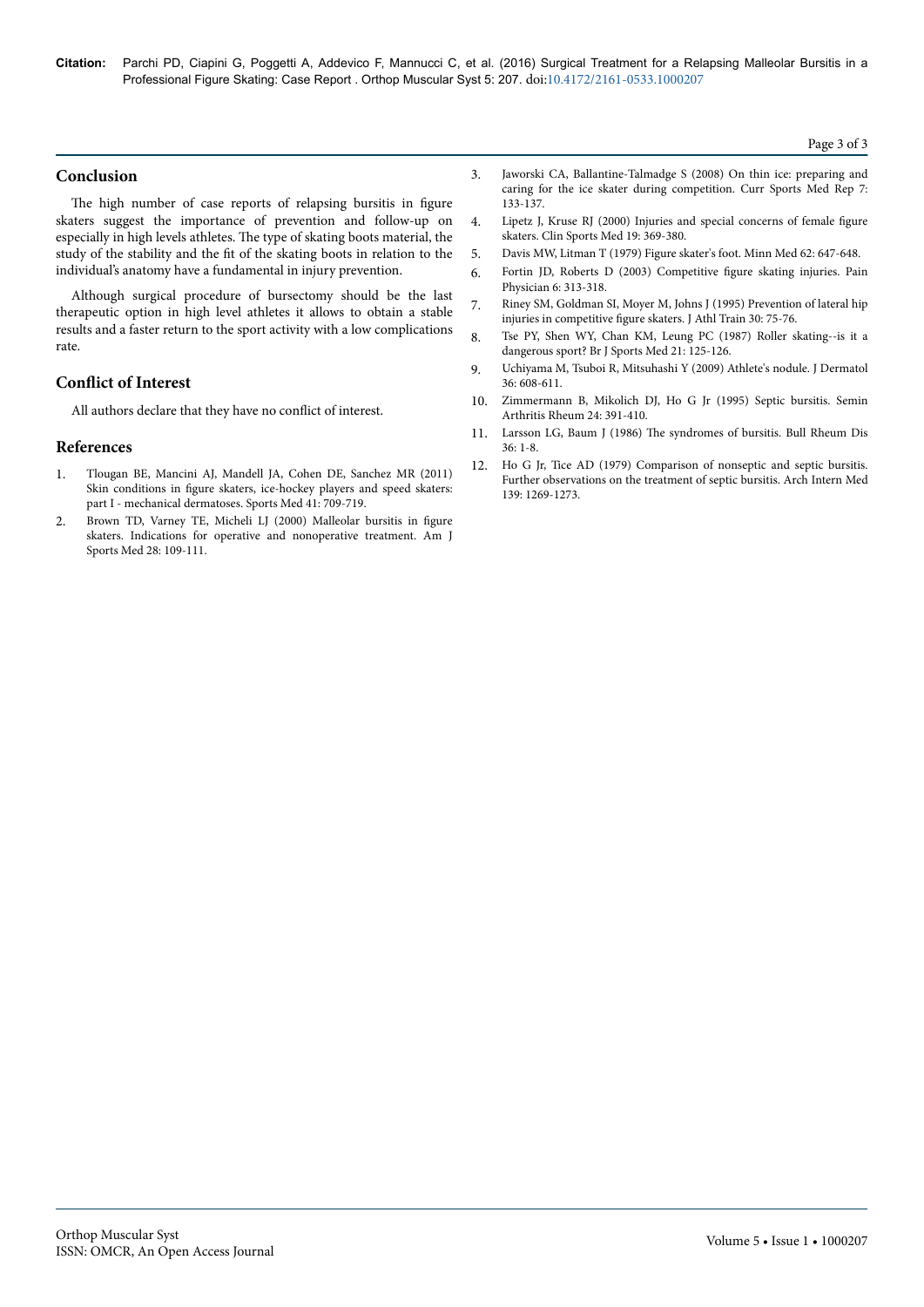## Conclusion

The high number of case reports of relapsing bursitis in figure skaters suggest the importance of prevention and follow-up on especially in high levels athletes. The type of skating boots material, the study of the stability and the fit of the skating boots in relation to the individual's anatomy have a fundamental in injury prevention.

Although surgical procedure of bursectomy should be the last therapeutic option in high level athletes it allows to obtain a stable results and a faster return to the sport activity with a low complications rate.

## Conflict of Interest

All authors declare that they have no conflict of interest.

## References

1. Tlougan BE, Mancini AJ, Mandell JA, Cohen DE, Sanchez MR (2011) Skin conditions in figure skaters, ice-hockey players and speed skaters: part I - mechanical dermatoses. Sports Med 41: 709-719.
2. Brown TD, Varney TE, Micheli LJ (2000) Malleolar bursitis in figure skaters. Indications for operative and nonoperative treatment. Am J Sports Med 28: 109-111.
3. Jaworski CA, Ballantine-Talmadge S (2008) On thin ice: preparing and caring for the ice skater during competition. Curr Sports Med Rep 7: 133-137.
4. Lipetz J, Kruse RJ (2000) Injuries and special concerns of female figure skaters. Clin Sports Med 19: 369-380.
5. Davis MW, Litman T (1979) Figure skater's foot. Minn Med 62: 647-648.
6. Fortin JD, Roberts D (2003) Competitive figure skating injuries. Pain Physician 6: 313-318.
7. Riney SM, Goldman SI, Moyer M, Johns J (1995) Prevention of lateral hip injuries in competitive figure skaters. J Athl Train 30: 75-76.
8. Tse PY, Shen WY, Chan KM, Leung PC (1987) Roller skating--is it a dangerous sport? Br J Sports Med 21: 125-126.
9. Uchiyama M, Tsuboi R, Mitsuhashi Y (2009) Athlete's nodule. J Dermatol 36: 608-611.
10. Zimmermann B, Mikolich DJ, Ho G Jr (1995) Septic bursitis. Semin Arthritis Rheum 24: 391-410.
11. Larsson LG, Baum J (1986) The syndromes of bursitis. Bull Rheum Dis 36: 1-8.
12. Ho G Jr, Tice AD (1979) Comparison of nonseptic and septic bursitis. Further observations on the treatment of septic bursitis. Arch Intern Med 139: 1269-1273.